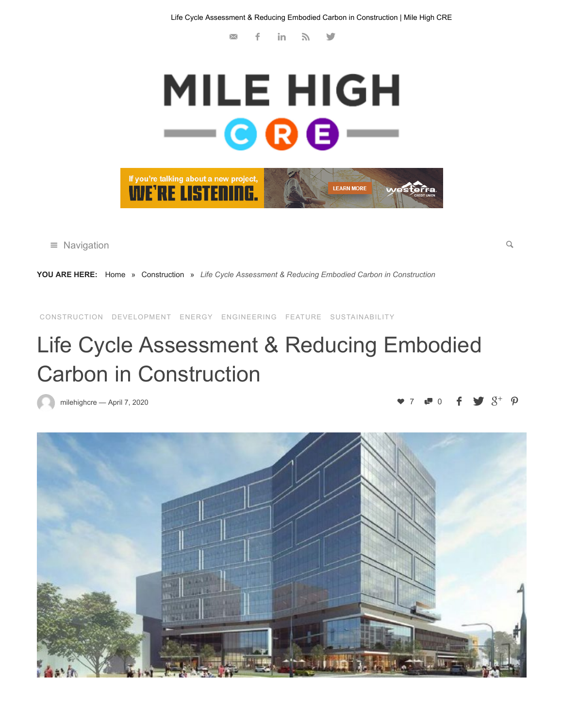YOU ARE HERE: Home » Construction » *Life Cycle Assessment & Reducing Embodied Carbon in Construction*

CONSTRUCTION DEVELOPMENT ENERGY ENGINEERING FEATURE SUSTAINABILITY

# Life Cycle Assessment & Reducing Embodied Carbon in Construction

milehighcre — April 7, 2020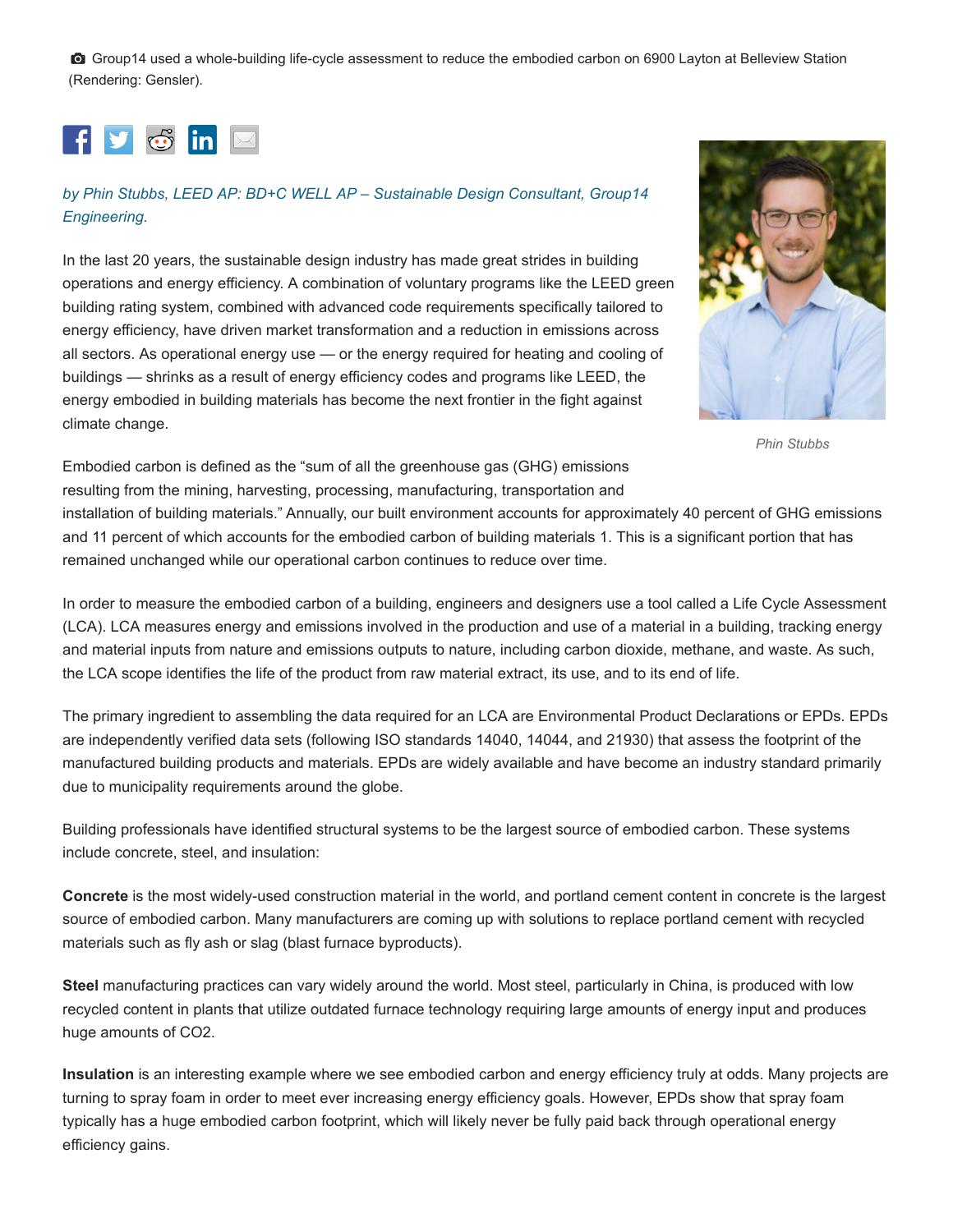Group14 used a whole-building life-cycle assessment to reduce the embodied carbon on 6900 Layton at Belleview Station (Rendering: Gensler).

*by Phin Stubbs, LEED AP: BD+C WELL AP – Sustainable Design Consultant, Group14 Engineering.*

In the last 20 years, the sustainable design industry has made great strides in building operations and energy efficiency. A combination of voluntary programs like the LEED green building rating system, combined with advanced code requirements specifically tailored to energy efficiency, have driven market transformation and a reduction in emissions across all sectors. As operational energy use — or the energy required for heating and cooling of buildings — shrinks as a result of energy efficiency codes and programs like LEED, the energy embodied in building materials has become the next frontier in the fight against climate change.

*Phin Stubbs*

Embodied carbon is defined as the "sum of all the greenhouse gas (GHG) emissions resulting from the mining, harvesting, processing, manufacturing, transportation and installation of building materials." Annually, our built environment accounts for approximately 40 percent of GHG emissions and 11 percent of which accounts for the embodied carbon of building materials 1. This is a significant portion that has remained unchanged while our operational carbon continues to reduce over time.

In order to measure the embodied carbon of a building, engineers and designers use a tool called a Life Cycle Assessment (LCA). LCA measures energy and emissions involved in the production and use of a material in a building, tracking energy and material inputs from nature and emissions outputs to nature, including carbon dioxide, methane, and waste. As such, the LCA scope identifies the life of the product from raw material extract, its use, and to its end of life.

The primary ingredient to assembling the data required for an LCA are Environmental Product Declarations or EPDs. EPDs are independently verified data sets (following ISO standards 14040, 14044, and 21930) that assess the footprint of the manufactured building products and materials. EPDs are widely available and have become an industry standard primarily due to municipality requirements around the globe.

Building professionals have identified structural systems to be the largest source of embodied carbon. These systems include concrete, steel, and insulation:

**Concrete** is the most widely-used construction material in the world, and portland cement content in concrete is the largest source of embodied carbon. Many manufacturers are coming up with solutions to replace portland cement with recycled materials such as fly ash or slag (blast furnace byproducts).

**Steel** manufacturing practices can vary widely around the world. Most steel, particularly in China, is produced with low recycled content in plants that utilize outdated furnace technology requiring large amounts of energy input and produces huge amounts of $CO_2$.

**Insulation** is an interesting example where we see embodied carbon and energy efficiency truly at odds. Many projects are turning to spray foam in order to meet ever increasing energy efficiency goals. However, EPDs show that spray foam typically has a huge embodied carbon footprint, which will likely never be fully paid back through operational energy efficiency gains.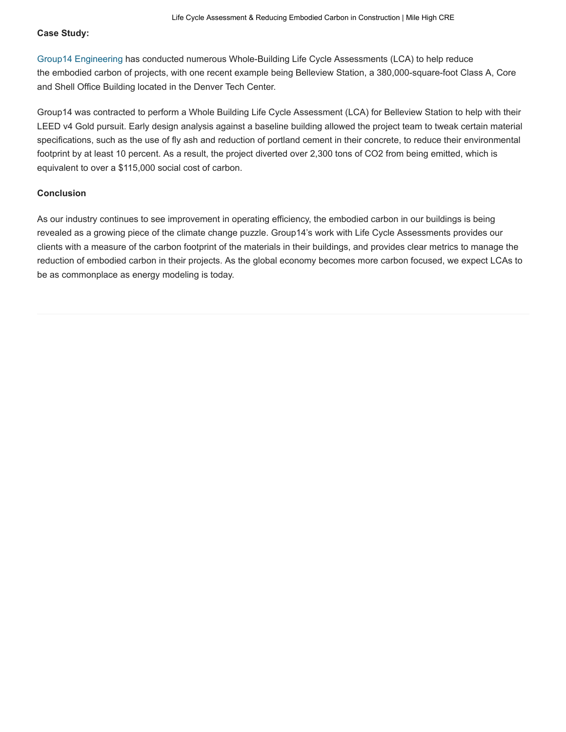**Case Study:**

Group14 Engineering has conducted numerous Whole-Building Life Cycle Assessments (LCA) to help reduce the embodied carbon of projects, with one recent example being Belleview Station, a 380,000-square-foot Class A, Core and Shell Office Building located in the Denver Tech Center.

Group14 was contracted to perform a Whole Building Life Cycle Assessment (LCA) for Belleview Station to help with their LEED v4 Gold pursuit. Early design analysis against a baseline building allowed the project team to tweak certain material specifications, such as the use of fly ash and reduction of portland cement in their concrete, to reduce their environmental footprint by at least 10 percent. As a result, the project diverted over 2,300 tons of $CO_2$ from being emitted, which is equivalent to over a $115,000 social cost of carbon.

**Conclusion**

As our industry continues to see improvement in operating efficiency, the embodied carbon in our buildings is being revealed as a growing piece of the climate change puzzle. Group14's work with Life Cycle Assessments provides our clients with a measure of the carbon footprint of the materials in their buildings, and provides clear metrics to manage the reduction of embodied carbon in their projects. As the global economy becomes more carbon focused, we expect LCAs to be as commonplace as energy modeling is today.